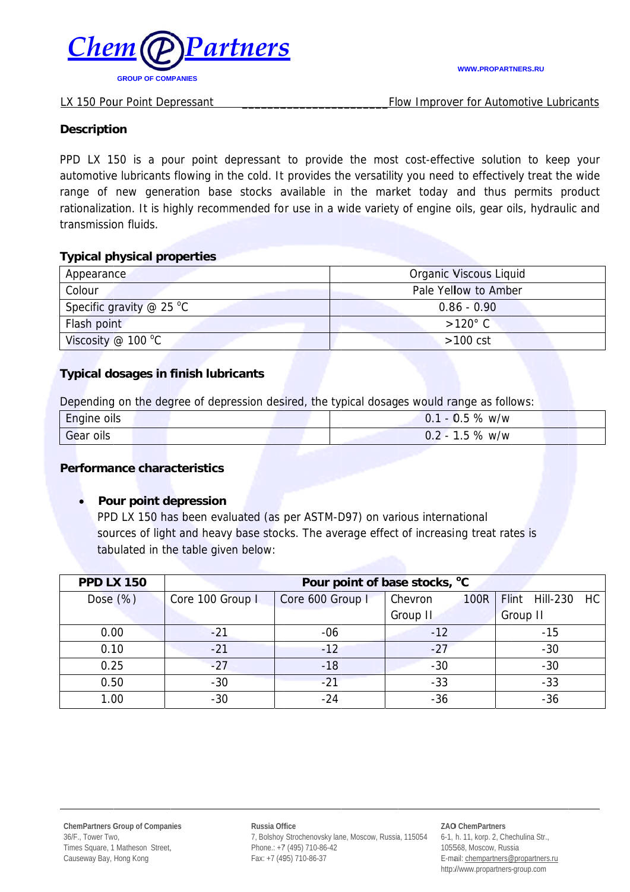**Chem Partners**

GROUP OF COMPANIES

WWW.PROPARTNERS.RU

LX 150 Pour Point Depressant ______________________ Flow Improver for Automotive Lubricants

## Description

PPD LX 150 is a pour point depressant to provide the most cost-effective solution to keep your automotive lubricants flowing in the cold. It provides the versatility you need to effectively treat the wide range of new generation base stocks available in the market today and thus permits product rationalization. It is highly recommended for use in a wide variety of engine oils, gear oils, hydraulic and transmission fluids.

## Typical physical properties

| Appearance | Organic Viscous Liquid |
|---|---|
| Colour | Pale Yellow to Amber |
| Specific gravity @ 25 °C | 0.86 - 0.90 |
| Flash point | >120° C |
| Viscosity @ 100 °C | >100 cst |

## Typical dosages in finish lubricants

Depending on the degree of depression desired, the typical dosages would range as follows:

| Engine oils | 0.1 - 0.5 % w/w |
|---|---|
| Gear oils | 0.2 - 1.5 % w/w |

## Performance characteristics

- **Pour point depression**

  PPD LX 150 has been evaluated (as per ASTM-D97) on various international sources of light and heavy base stocks. The average effect of increasing treat rates is tabulated in the table given below:

| PPD LX 150 | Pour point of base stocks, °C | | | |
|---|---|---|---|---|
| Dose (%) | Core 100 Group I | Core 600 Group I | Chevron 100R Group II | Flint Hill-230 HC Group II |
| 0.00 | -21 | -06 | -12 | -15 |
| 0.10 | -21 | -12 | -27 | -30 |
| 0.25 | -27 | -18 | -30 | -30 |
| 0.50 | -30 | -21 | -33 | -33 |
| 1.00 | -30 | -24 | -36 | -36 |

**ChemPartners Group of Companies**
36/F., Tower Two,
Times Square, 1 Matheson Street,
Causeway Bay, Hong Kong

**Russia Office**
7, Bolshoy Strochenovsky lane, Moscow, Russia, 115054
Phone.: +7 (495) 710-86-42
Fax: +7 (495) 710-86-37

**ZAO ChemPartners**
6-1, h. 11, korp. 2, Chechulina Str.,
105568, Moscow, Russia
E-mail: chempartners@propartners.ru
http://www.propartners-group.com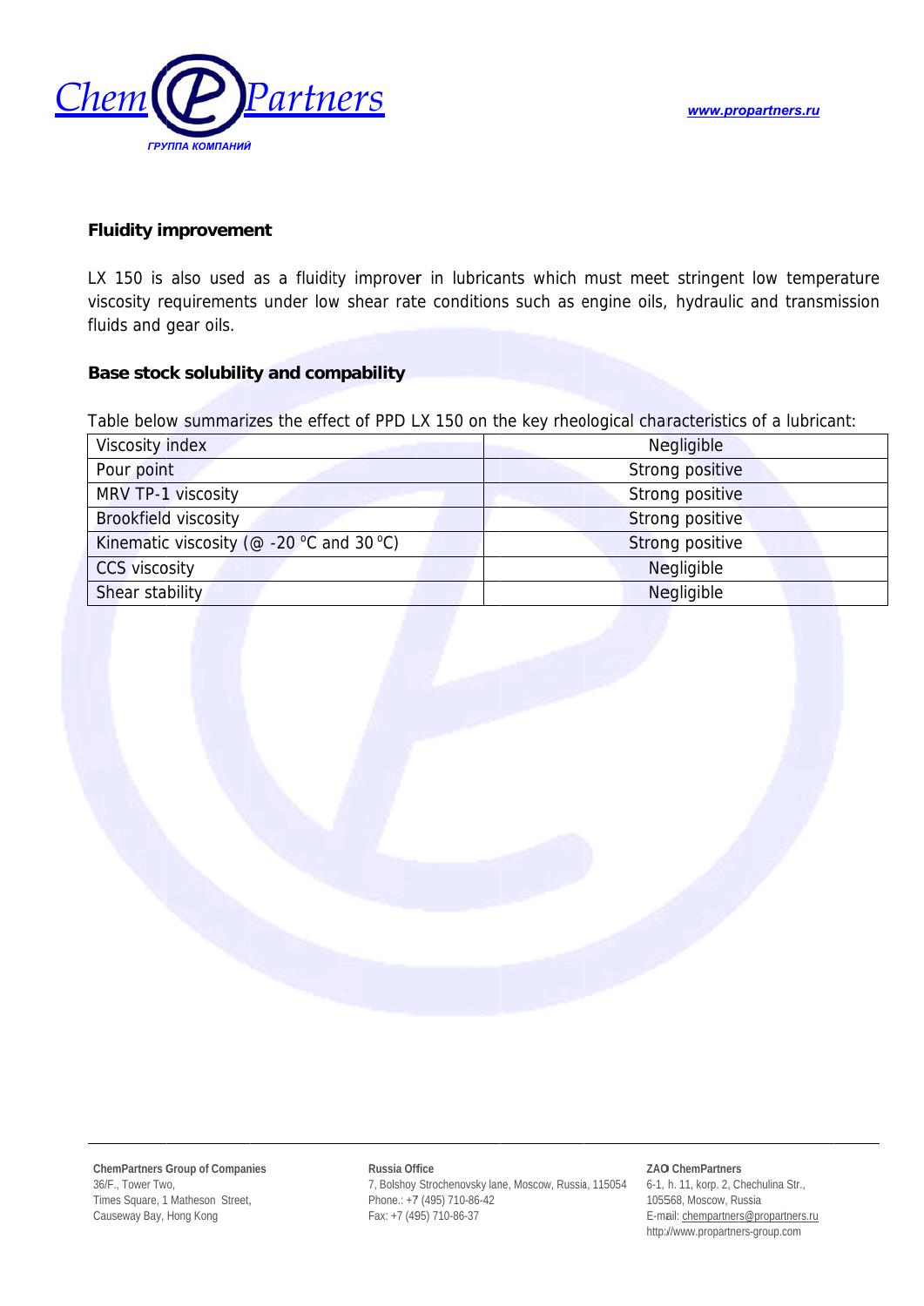## Fluidity improvement

LX 150 is also used as a fluidity improver in lubricants which must meet stringent low temperature viscosity requirements under low shear rate conditions such as engine oils, hydraulic and transmission fluids and gear oils.

## Base stock solubility and compability

Table below summarizes the effect of PPD LX 150 on the key rheological characteristics of a lubricant:

| | |
|---|---|
| Viscosity index | Negligible |
| Pour point | Strong positive |
| MRV TP-1 viscosity | Strong positive |
| Brookfield viscosity | Strong positive |
| Kinematic viscosity (@ -20 °C and 30 °C) | Strong positive |
| CCS viscosity | Negligible |
| Shear stability | Negligible |